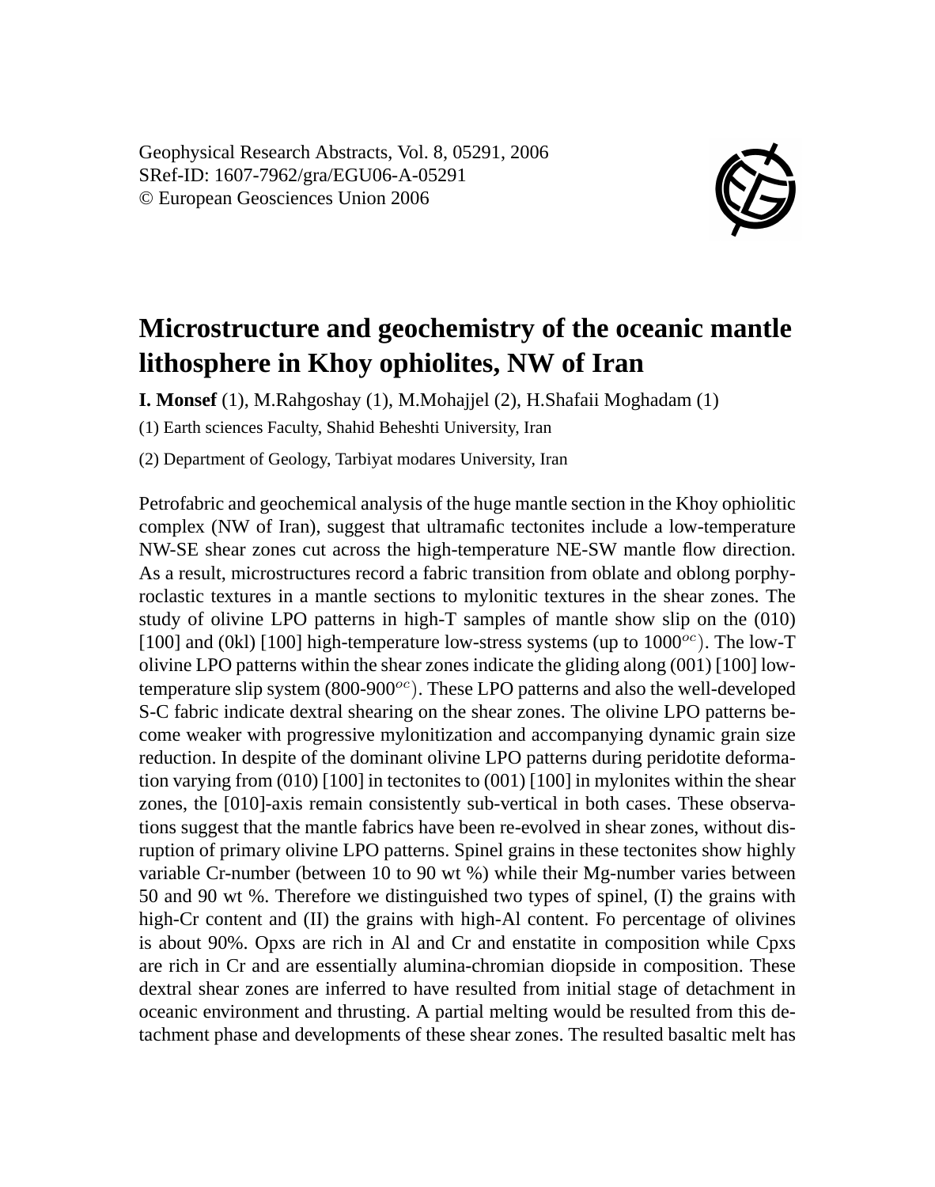Geophysical Research Abstracts, Vol. 8, 05291, 2006
SRef-ID: 1607-7962/gra/EGU06-A-05291
© European Geosciences Union 2006

# Microstructure and geochemistry of the oceanic mantle lithosphere in Khoy ophiolites, NW of Iran

**I. Monsef** (1), M.Rahgoshay (1), M.Mohajjel (2), H.Shafaii Moghadam (1)

(1) Earth sciences Faculty, Shahid Beheshti University, Iran

(2) Department of Geology, Tarbiyat modares University, Iran

Petrofabric and geochemical analysis of the huge mantle section in the Khoy ophiolitic complex (NW of Iran), suggest that ultramafic tectonites include a low-temperature NW-SE shear zones cut across the high-temperature NE-SW mantle flow direction. As a result, microstructures record a fabric transition from oblate and oblong porphyroclastic textures in a mantle sections to mylonitic textures in the shear zones. The study of olivine LPO patterns in high-T samples of mantle show slip on the (010) [100] and (0kl) [100] high-temperature low-stress systems (up to $1000^{oc}$). The low-T olivine LPO patterns within the shear zones indicate the gliding along (001) [100] low-temperature slip system (800-$900^{oc}$). These LPO patterns and also the well-developed S-C fabric indicate dextral shearing on the shear zones. The olivine LPO patterns become weaker with progressive mylonitization and accompanying dynamic grain size reduction. In despite of the dominant olivine LPO patterns during peridotite deformation varying from (010) [100] in tectonites to (001) [100] in mylonites within the shear zones, the [010]-axis remain consistently sub-vertical in both cases. These observations suggest that the mantle fabrics have been re-evolved in shear zones, without disruption of primary olivine LPO patterns. Spinel grains in these tectonites show highly variable Cr-number (between 10 to 90 wt %) while their Mg-number varies between 50 and 90 wt %. Therefore we distinguished two types of spinel, (I) the grains with high-Cr content and (II) the grains with high-Al content. Fo percentage of olivines is about 90%. Opxs are rich in Al and Cr and enstatite in composition while Cpxs are rich in Cr and are essentially alumina-chromian diopside in composition. These dextral shear zones are inferred to have resulted from initial stage of detachment in oceanic environment and thrusting. A partial melting would be resulted from this detachment phase and developments of these shear zones. The resulted basaltic melt has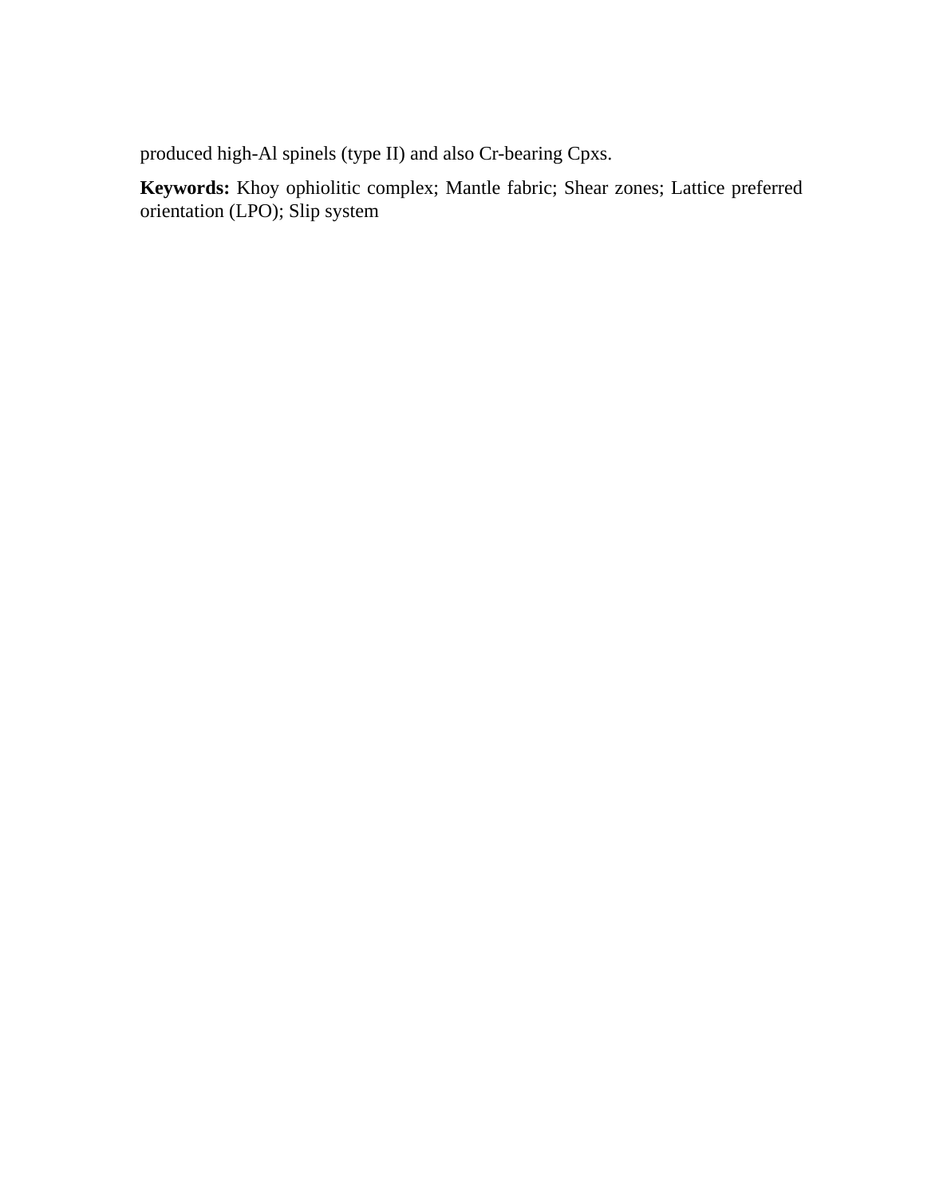produced high-Al spinels (type II) and also Cr-bearing Cpxs.

**Keywords:** Khoy ophiolitic complex; Mantle fabric; Shear zones; Lattice preferred orientation (LPO); Slip system